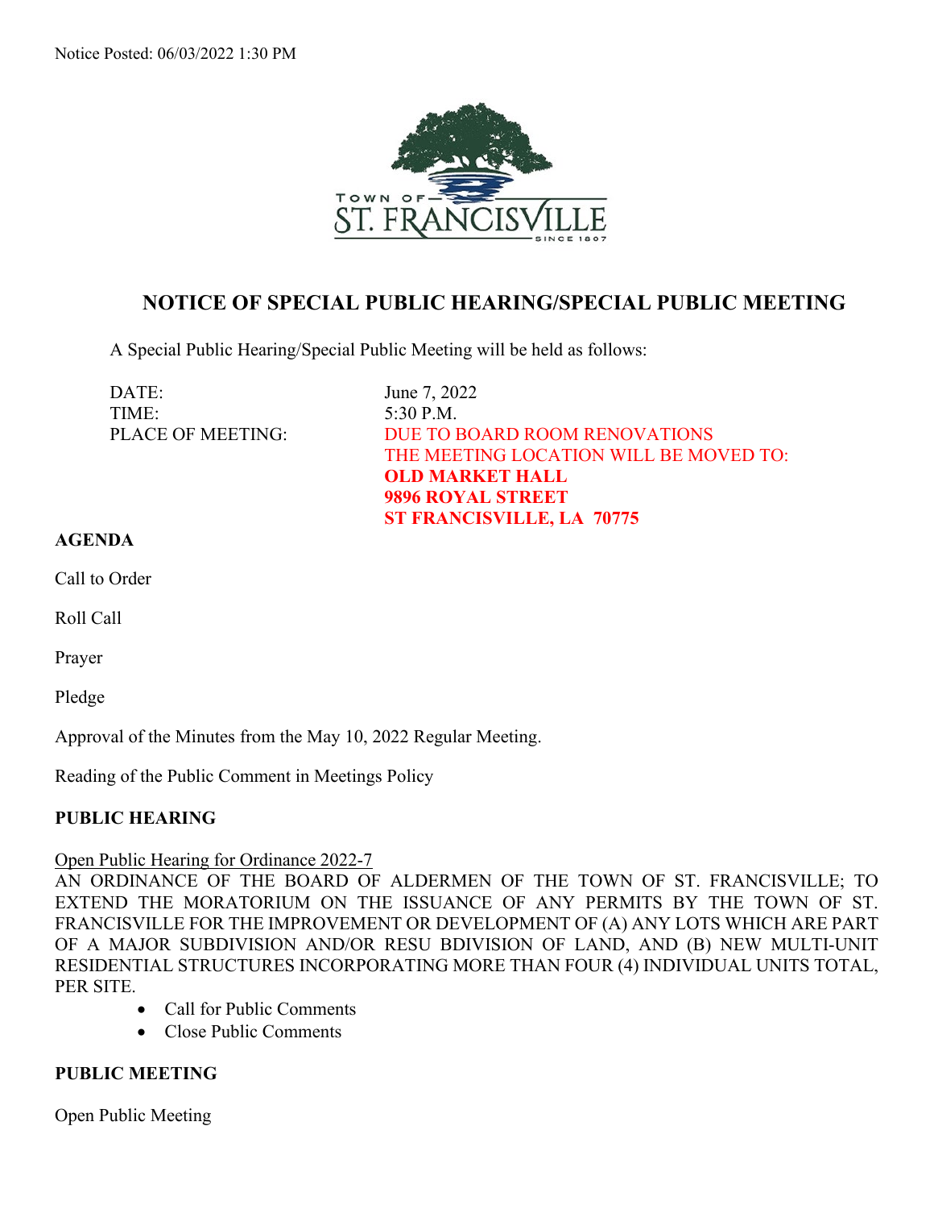Notice Posted: 06/03/2022 1:30 PM

TOWN OF ST. FRANCISVILLE SINCE 1807

## NOTICE OF SPECIAL PUBLIC HEARING/SPECIAL PUBLIC MEETING

A Special Public Hearing/Special Public Meeting will be held as follows:

DATE: June 7, 2022
TIME: 5:30 P.M.
PLACE OF MEETING: DUE TO BOARD ROOM RENOVATIONS THE MEETING LOCATION WILL BE MOVED TO:
**OLD MARKET HALL**
**9896 ROYAL STREET**
**ST FRANCISVILLE, LA 70775**

**AGENDA**

Call to Order

Roll Call

Prayer

Pledge

Approval of the Minutes from the May 10, 2022 Regular Meeting.

Reading of the Public Comment in Meetings Policy

**PUBLIC HEARING**

Open Public Hearing for Ordinance 2022-7

AN ORDINANCE OF THE BOARD OF ALDERMEN OF THE TOWN OF ST. FRANCISVILLE; TO EXTEND THE MORATORIUM ON THE ISSUANCE OF ANY PERMITS BY THE TOWN OF ST. FRANCISVILLE FOR THE IMPROVEMENT OR DEVELOPMENT OF (A) ANY LOTS WHICH ARE PART OF A MAJOR SUBDIVISION AND/OR RESU BDIVISION OF LAND, AND (B) NEW MULTI-UNIT RESIDENTIAL STRUCTURES INCORPORATING MORE THAN FOUR (4) INDIVIDUAL UNITS TOTAL, PER SITE.

- Call for Public Comments
- Close Public Comments

**PUBLIC MEETING**

Open Public Meeting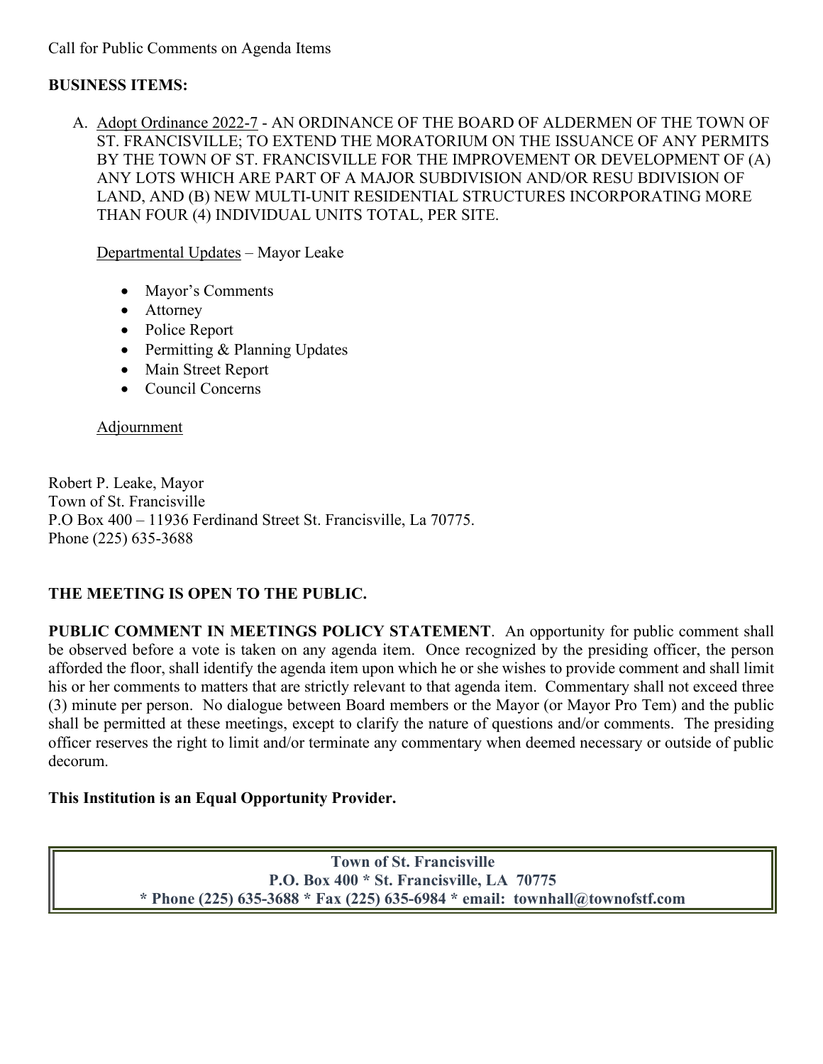Call for Public Comments on Agenda Items

**BUSINESS ITEMS:**

A. <u>Adopt Ordinance 2022-7</u> - AN ORDINANCE OF THE BOARD OF ALDERMEN OF THE TOWN OF ST. FRANCISVILLE; TO EXTEND THE MORATORIUM ON THE ISSUANCE OF ANY PERMITS BY THE TOWN OF ST. FRANCISVILLE FOR THE IMPROVEMENT OR DEVELOPMENT OF (A) ANY LOTS WHICH ARE PART OF A MAJOR SUBDIVISION AND/OR RESU BDIVISION OF LAND, AND (B) NEW MULTI-UNIT RESIDENTIAL STRUCTURES INCORPORATING MORE THAN FOUR (4) INDIVIDUAL UNITS TOTAL, PER SITE.

<u>Departmental Updates</u> – Mayor Leake

- Mayor's Comments
- Attorney
- Police Report
- Permitting & Planning Updates
- Main Street Report
- Council Concerns

<u>Adjournment</u>

Robert P. Leake, Mayor
Town of St. Francisville
P.O Box 400 – 11936 Ferdinand Street St. Francisville, La 70775.
Phone (225) 635-3688

**THE MEETING IS OPEN TO THE PUBLIC.**

**PUBLIC COMMENT IN MEETINGS POLICY STATEMENT**. An opportunity for public comment shall be observed before a vote is taken on any agenda item. Once recognized by the presiding officer, the person afforded the floor, shall identify the agenda item upon which he or she wishes to provide comment and shall limit his or her comments to matters that are strictly relevant to that agenda item. Commentary shall not exceed three (3) minute per person. No dialogue between Board members or the Mayor (or Mayor Pro Tem) and the public shall be permitted at these meetings, except to clarify the nature of questions and/or comments. The presiding officer reserves the right to limit and/or terminate any commentary when deemed necessary or outside of public decorum.

**This Institution is an Equal Opportunity Provider.**

**Town of St. Francisville**
**P.O. Box 400 * St. Francisville, LA 70775**
*** Phone (225) 635-3688 * Fax (225) 635-6984 * email: townhall@townofstf.com**